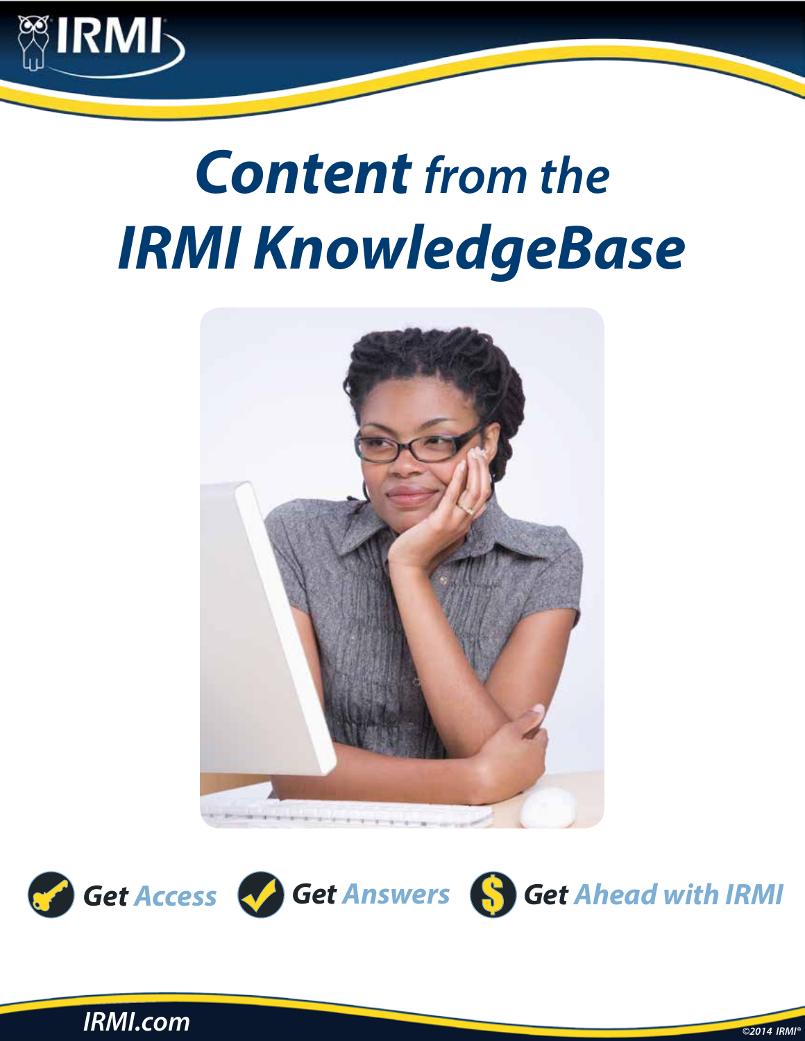# *Content from the IRMI KnowledgeBase*

**Get** *Access* **Get** *Answers* **Get** *Ahead with IRMI*

IRMI.com

©2014 IRMI®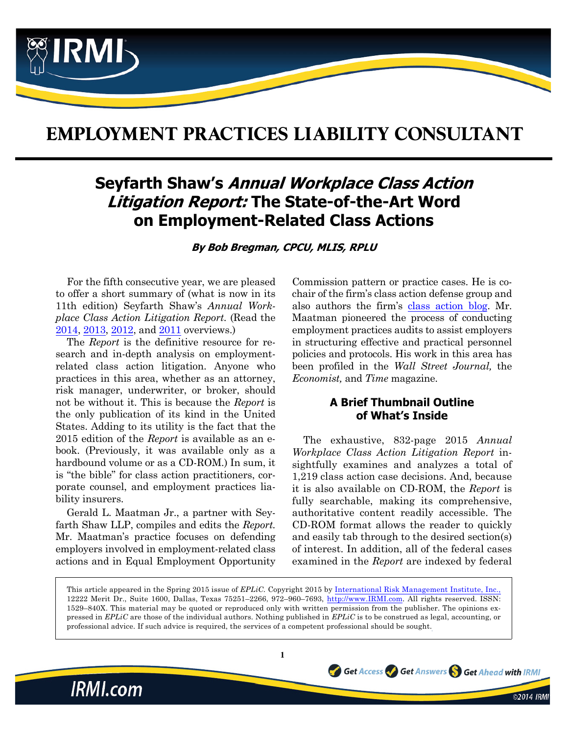# EMPLOYMENT PRACTICES LIABILITY CONSULTANT

## Seyfarth Shaw's *Annual Workplace Class Action Litigation Report:* The State-of-the-Art Word on Employment-Related Class Actions

***By Bob Bregman, CPCU, MLIS, RPLU***

For the fifth consecutive year, we are pleased to offer a short summary of (what is now in its 11th edition) Seyfarth Shaw's *Annual Workplace Class Action Litigation Report*. (Read the 2014, 2013, 2012, and 2011 overviews.)

The *Report* is the definitive resource for research and in-depth analysis on employment-related class action litigation. Anyone who practices in this area, whether as an attorney, risk manager, underwriter, or broker, should not be without it. This is because the *Report* is the only publication of its kind in the United States. Adding to its utility is the fact that the 2015 edition of the *Report* is available as an e-book. (Previously, it was available only as a hardbound volume or as a CD-ROM.) In sum, it is "the bible" for class action practitioners, corporate counsel, and employment practices liability insurers.

Gerald L. Maatman Jr., a partner with Seyfarth Shaw LLP, compiles and edits the *Report.* Mr. Maatman's practice focuses on defending employers involved in employment-related class actions and in Equal Employment Opportunity Commission pattern or practice cases. He is co-chair of the firm's class action defense group and also authors the firm's class action blog. Mr. Maatman pioneered the process of conducting employment practices audits to assist employers in structuring effective and practical personnel policies and protocols. His work in this area has been profiled in the *Wall Street Journal,* the *Economist,* and *Time* magazine.

### A Brief Thumbnail Outline of What's Inside

The exhaustive, 832-page 2015 *Annual Workplace Class Action Litigation Report* insightfully examines and analyzes a total of 1,219 class action case decisions. And, because it is also available on CD-ROM, the *Report* is fully searchable, making its comprehensive, authoritative content readily accessible. The CD-ROM format allows the reader to quickly and easily tab through to the desired section(s) of interest. In addition, all of the federal cases examined in the *Report* are indexed by federal

This article appeared in the Spring 2015 issue of *EPLiC*. Copyright 2015 by International Risk Management Institute, Inc., 12222 Merit Dr., Suite 1600, Dallas, Texas 75251–2266, 972–960–7693, http://www.IRMI.com. All rights reserved. ISSN: 1529–840X. This material may be quoted or reproduced only with written permission from the publisher. The opinions expressed in *EPLiC* are those of the individual authors. Nothing published in *EPLiC* is to be construed as legal, accounting, or professional advice. If such advice is required, the services of a competent professional should be sought.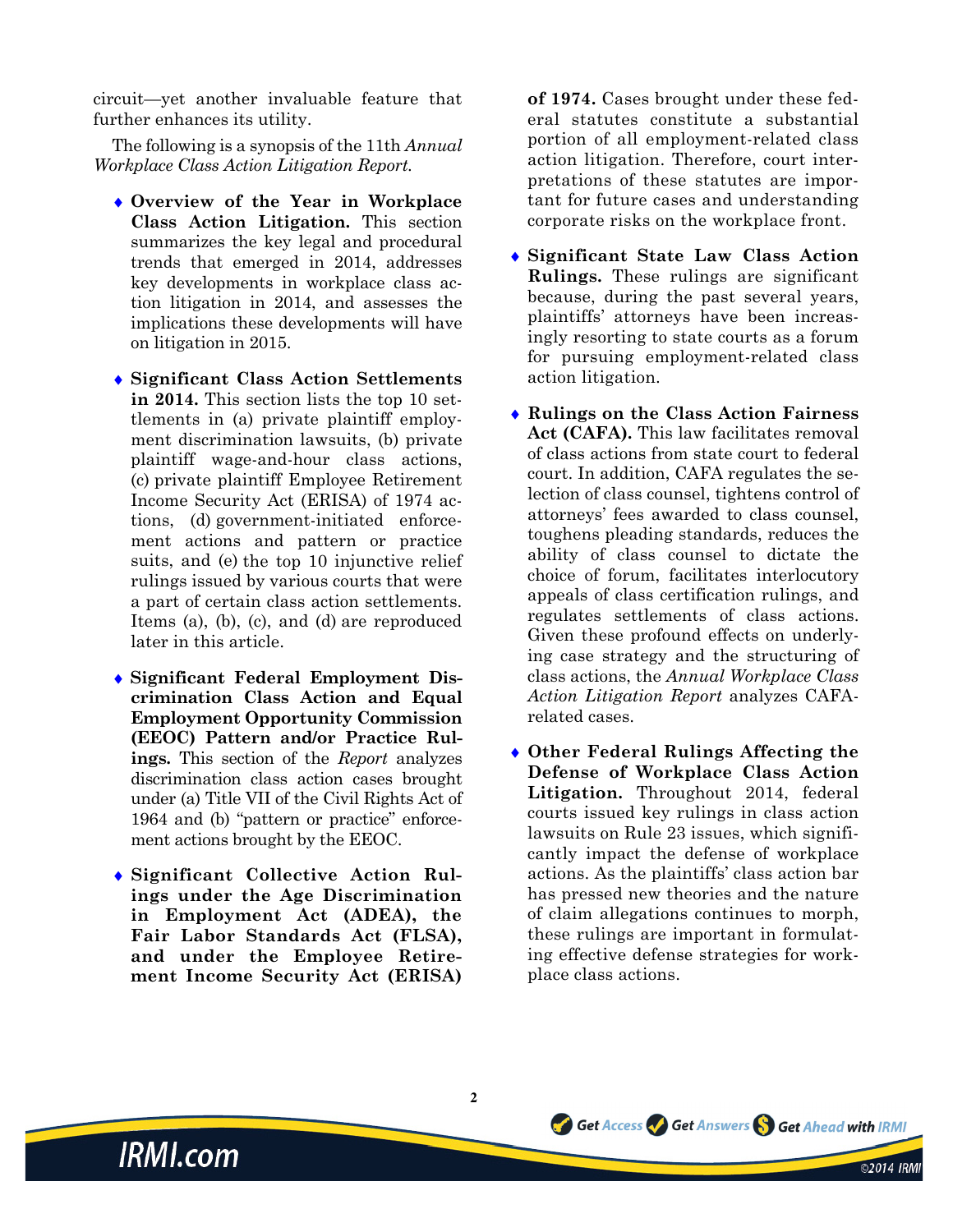circuit—yet another invaluable feature that further enhances its utility.

The following is a synopsis of the 11th *Annual Workplace Class Action Litigation Report.*

- **Overview of the Year in Workplace Class Action Litigation.** This section summarizes the key legal and procedural trends that emerged in 2014, addresses key developments in workplace class action litigation in 2014, and assesses the implications these developments will have on litigation in 2015.

- **Significant Class Action Settlements in 2014.** This section lists the top 10 settlements in (a) private plaintiff employment discrimination lawsuits, (b) private plaintiff wage-and-hour class actions, (c) private plaintiff Employee Retirement Income Security Act (ERISA) of 1974 actions, (d) government-initiated enforcement actions and pattern or practice suits, and (e) the top 10 injunctive relief rulings issued by various courts that were a part of certain class action settlements. Items (a), (b), (c), and (d) are reproduced later in this article.

- **Significant Federal Employment Discrimination Class Action and Equal Employment Opportunity Commission (EEOC) Pattern and/or Practice Rulings.** This section of the *Report* analyzes discrimination class action cases brought under (a) Title VII of the Civil Rights Act of 1964 and (b) "pattern or practice" enforcement actions brought by the EEOC.

- **Significant Collective Action Rulings under the Age Discrimination in Employment Act (ADEA), the Fair Labor Standards Act (FLSA), and under the Employee Retirement Income Security Act (ERISA) of 1974.** Cases brought under these federal statutes constitute a substantial portion of all employment-related class action litigation. Therefore, court interpretations of these statutes are important for future cases and understanding corporate risks on the workplace front.

- **Significant State Law Class Action Rulings.** These rulings are significant because, during the past several years, plaintiffs' attorneys have been increasingly resorting to state courts as a forum for pursuing employment-related class action litigation.

- **Rulings on the Class Action Fairness Act (CAFA).** This law facilitates removal of class actions from state court to federal court. In addition, CAFA regulates the selection of class counsel, tightens control of attorneys' fees awarded to class counsel, toughens pleading standards, reduces the ability of class counsel to dictate the choice of forum, facilitates interlocutory appeals of class certification rulings, and regulates settlements of class actions. Given these profound effects on underlying case strategy and the structuring of class actions, the *Annual Workplace Class Action Litigation Report* analyzes CAFA-related cases.

- **Other Federal Rulings Affecting the Defense of Workplace Class Action Litigation.** Throughout 2014, federal courts issued key rulings in class action lawsuits on Rule 23 issues, which significantly impact the defense of workplace actions. As the plaintiffs' class action bar has pressed new theories and the nature of claim allegations continues to morph, these rulings are important in formulating effective defense strategies for workplace class actions.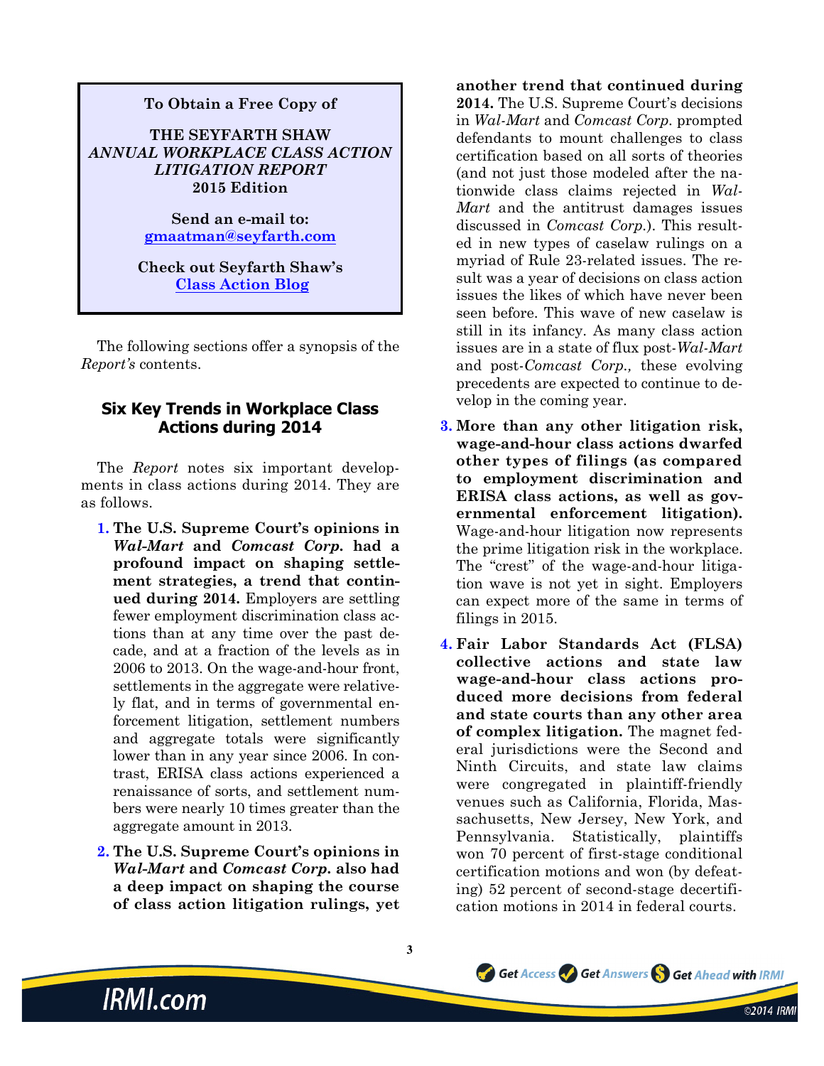**To Obtain a Free Copy of**

**THE SEYFARTH SHAW**
***ANNUAL WORKPLACE CLASS ACTION LITIGATION REPORT***
**2015 Edition**

**Send an e-mail to:**
**gmaatman@seyfarth.com**

**Check out Seyfarth Shaw's**
**Class Action Blog**

The following sections offer a synopsis of the *Report's* contents.

## Six Key Trends in Workplace Class Actions during 2014

The *Report* notes six important developments in class actions during 2014. They are as follows.

1. **The U.S. Supreme Court's opinions in *Wal-Mart* and *Comcast Corp.* had a profound impact on shaping settlement strategies, a trend that continued during 2014.** Employers are settling fewer employment discrimination class actions than at any time over the past decade, and at a fraction of the levels as in 2006 to 2013. On the wage-and-hour front, settlements in the aggregate were relatively flat, and in terms of governmental enforcement litigation, settlement numbers and aggregate totals were significantly lower than in any year since 2006. In contrast, ERISA class actions experienced a renaissance of sorts, and settlement numbers were nearly 10 times greater than the aggregate amount in 2013.

2. **The U.S. Supreme Court's opinions in *Wal-Mart* and *Comcast Corp.* also had a deep impact on shaping the course of class action litigation rulings, yet another trend that continued during 2014.** The U.S. Supreme Court's decisions in *Wal-Mart* and *Comcast Corp.* prompted defendants to mount challenges to class certification based on all sorts of theories (and not just those modeled after the nationwide class claims rejected in *Wal-Mart* and the antitrust damages issues discussed in *Comcast Corp.*). This resulted in new types of caselaw rulings on a myriad of Rule 23-related issues. The result was a year of decisions on class action issues the likes of which have never been seen before. This wave of new caselaw is still in its infancy. As many class action issues are in a state of flux post-*Wal-Mart* and post-*Comcast Corp.,* these evolving precedents are expected to continue to develop in the coming year.

3. **More than any other litigation risk, wage-and-hour class actions dwarfed other types of filings (as compared to employment discrimination and ERISA class actions, as well as governmental enforcement litigation).** Wage-and-hour litigation now represents the prime litigation risk in the workplace. The "crest" of the wage-and-hour litigation wave is not yet in sight. Employers can expect more of the same in terms of filings in 2015.

4. **Fair Labor Standards Act (FLSA) collective actions and state law wage-and-hour class actions produced more decisions from federal and state courts than any other area of complex litigation.** The magnet federal jurisdictions were the Second and Ninth Circuits, and state law claims were congregated in plaintiff-friendly venues such as California, Florida, Massachusetts, New Jersey, New York, and Pennsylvania. Statistically, plaintiffs won 70 percent of first-stage conditional certification motions and won (by defeating) 52 percent of second-stage decertification motions in 2014 in federal courts.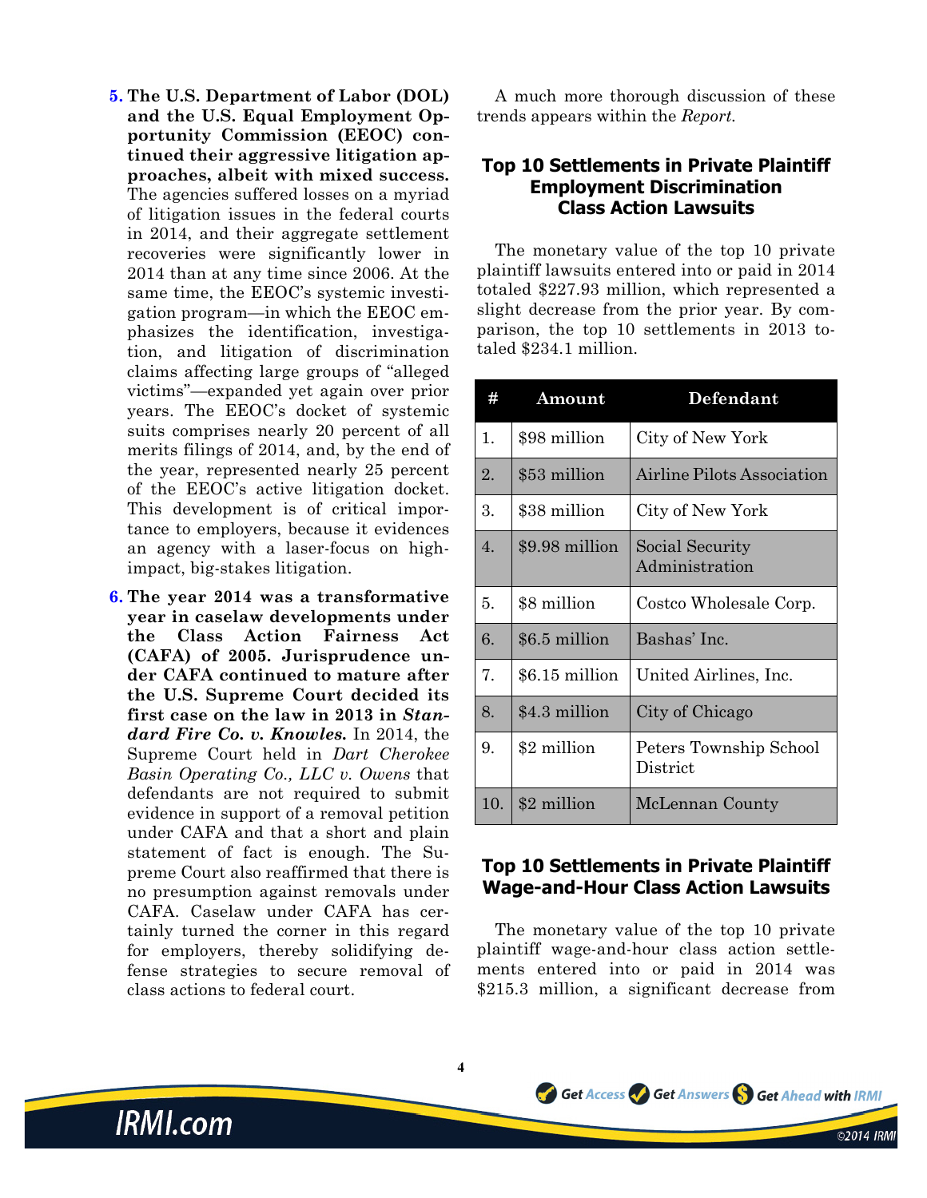5. **The U.S. Department of Labor (DOL) and the U.S. Equal Employment Opportunity Commission (EEOC) continued their aggressive litigation approaches, albeit with mixed success.** The agencies suffered losses on a myriad of litigation issues in the federal courts in 2014, and their aggregate settlement recoveries were significantly lower in 2014 than at any time since 2006. At the same time, the EEOC's systemic investigation program—in which the EEOC emphasizes the identification, investigation, and litigation of discrimination claims affecting large groups of "alleged victims"—expanded yet again over prior years. The EEOC's docket of systemic suits comprises nearly 20 percent of all merits filings of 2014, and, by the end of the year, represented nearly 25 percent of the EEOC's active litigation docket. This development is of critical importance to employers, because it evidences an agency with a laser-focus on high-impact, big-stakes litigation.

6. **The year 2014 was a transformative year in caselaw developments under the Class Action Fairness Act (CAFA) of 2005. Jurisprudence under CAFA continued to mature after the U.S. Supreme Court decided its first case on the law in 2013 in *Standard Fire Co. v. Knowles.*** In 2014, the Supreme Court held in *Dart Cherokee Basin Operating Co., LLC v. Owens* that defendants are not required to submit evidence in support of a removal petition under CAFA and that a short and plain statement of fact is enough. The Supreme Court also reaffirmed that there is no presumption against removals under CAFA. Caselaw under CAFA has certainly turned the corner in this regard for employers, thereby solidifying defense strategies to secure removal of class actions to federal court.

A much more thorough discussion of these trends appears within the *Report.*

## Top 10 Settlements in Private Plaintiff Employment Discrimination Class Action Lawsuits

The monetary value of the top 10 private plaintiff lawsuits entered into or paid in 2014 totaled $227.93 million, which represented a slight decrease from the prior year. By comparison, the top 10 settlements in 2013 totaled $234.1 million.

| # | Amount | Defendant |
|---|---|---|
| 1. | $98 million | City of New York |
| 2. | $53 million | Airline Pilots Association |
| 3. | $38 million | City of New York |
| 4. | $9.98 million | Social Security Administration |
| 5. | $8 million | Costco Wholesale Corp. |
| 6. | $6.5 million | Bashas' Inc. |
| 7. | $6.15 million | United Airlines, Inc. |
| 8. | $4.3 million | City of Chicago |
| 9. | $2 million | Peters Township School District |
| 10. | $2 million | McLennan County |

## Top 10 Settlements in Private Plaintiff Wage-and-Hour Class Action Lawsuits

The monetary value of the top 10 private plaintiff wage-and-hour class action settlements entered into or paid in 2014 was $215.3 million, a significant decrease from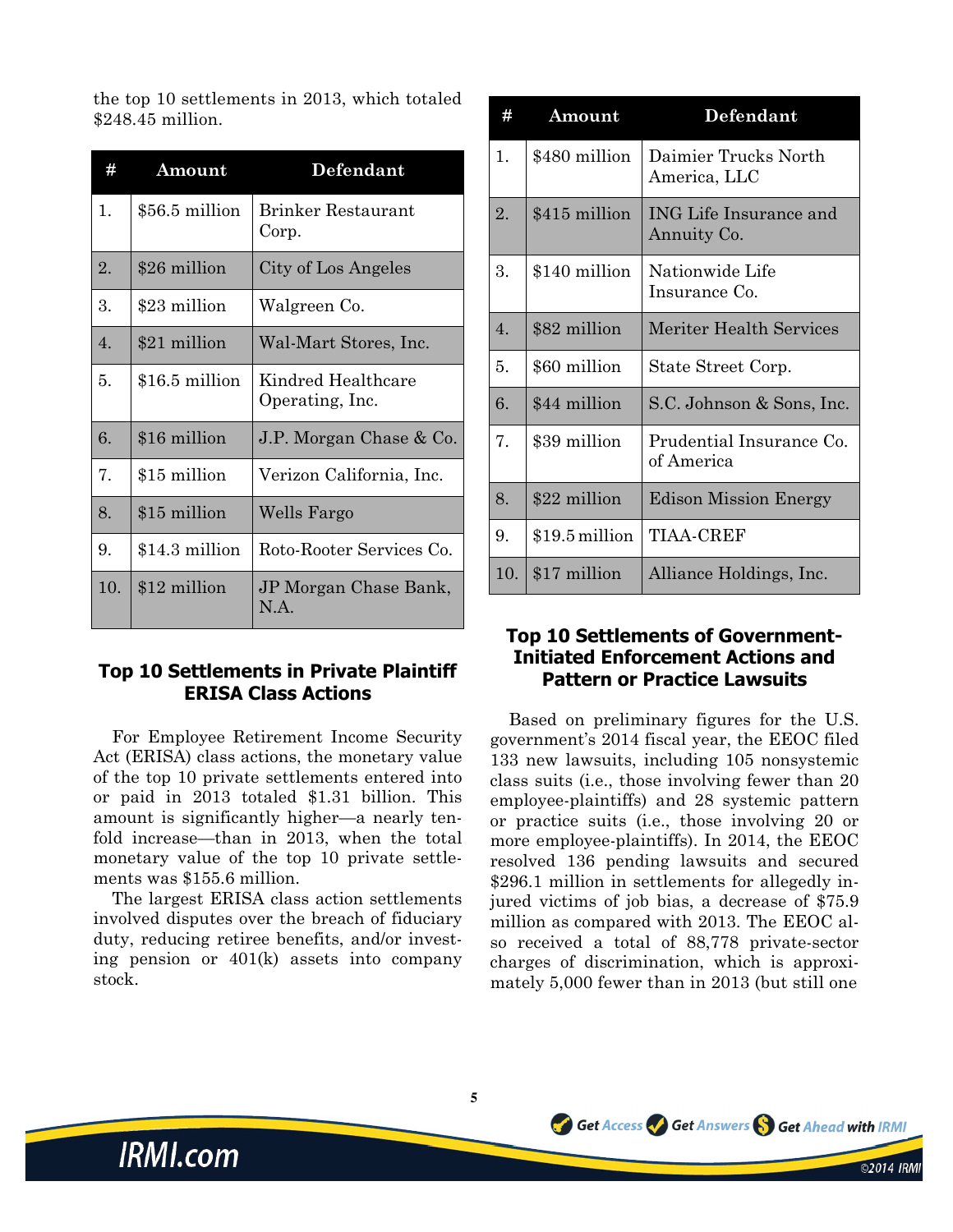the top 10 settlements in 2013, which totaled $248.45 million.

| # | Amount | Defendant |
|---|---|---|
| 1. | $56.5 million | Brinker Restaurant Corp. |
| 2. | $26 million | City of Los Angeles |
| 3. | $23 million | Walgreen Co. |
| 4. | $21 million | Wal-Mart Stores, Inc. |
| 5. | $16.5 million | Kindred Healthcare Operating, Inc. |
| 6. | $16 million | J.P. Morgan Chase & Co. |
| 7. | $15 million | Verizon California, Inc. |
| 8. | $15 million | Wells Fargo |
| 9. | $14.3 million | Roto-Rooter Services Co. |
| 10. | $12 million | JP Morgan Chase Bank, N.A. |

## Top 10 Settlements in Private Plaintiff ERISA Class Actions

For Employee Retirement Income Security Act (ERISA) class actions, the monetary value of the top 10 private settlements entered into or paid in 2013 totaled $1.31 billion. This amount is significantly higher—a nearly tenfold increase—than in 2013, when the total monetary value of the top 10 private settlements was $155.6 million.

The largest ERISA class action settlements involved disputes over the breach of fiduciary duty, reducing retiree benefits, and/or investing pension or 401(k) assets into company stock.

| # | Amount | Defendant |
|---|---|---|
| 1. | $480 million | Daimier Trucks North America, LLC |
| 2. | $415 million | ING Life Insurance and Annuity Co. |
| 3. | $140 million | Nationwide Life Insurance Co. |
| 4. | $82 million | Meriter Health Services |
| 5. | $60 million | State Street Corp. |
| 6. | $44 million | S.C. Johnson & Sons, Inc. |
| 7. | $39 million | Prudential Insurance Co. of America |
| 8. | $22 million | Edison Mission Energy |
| 9. | $19.5 million | TIAA-CREF |
| 10. | $17 million | Alliance Holdings, Inc. |

## Top 10 Settlements of Government-Initiated Enforcement Actions and Pattern or Practice Lawsuits

Based on preliminary figures for the U.S. government's 2014 fiscal year, the EEOC filed 133 new lawsuits, including 105 nonsystemic class suits (i.e., those involving fewer than 20 employee-plaintiffs) and 28 systemic pattern or practice suits (i.e., those involving 20 or more employee-plaintiffs). In 2014, the EEOC resolved 136 pending lawsuits and secured $296.1 million in settlements for allegedly injured victims of job bias, a decrease of $75.9 million as compared with 2013. The EEOC also received a total of 88,778 private-sector charges of discrimination, which is approximately 5,000 fewer than in 2013 (but still one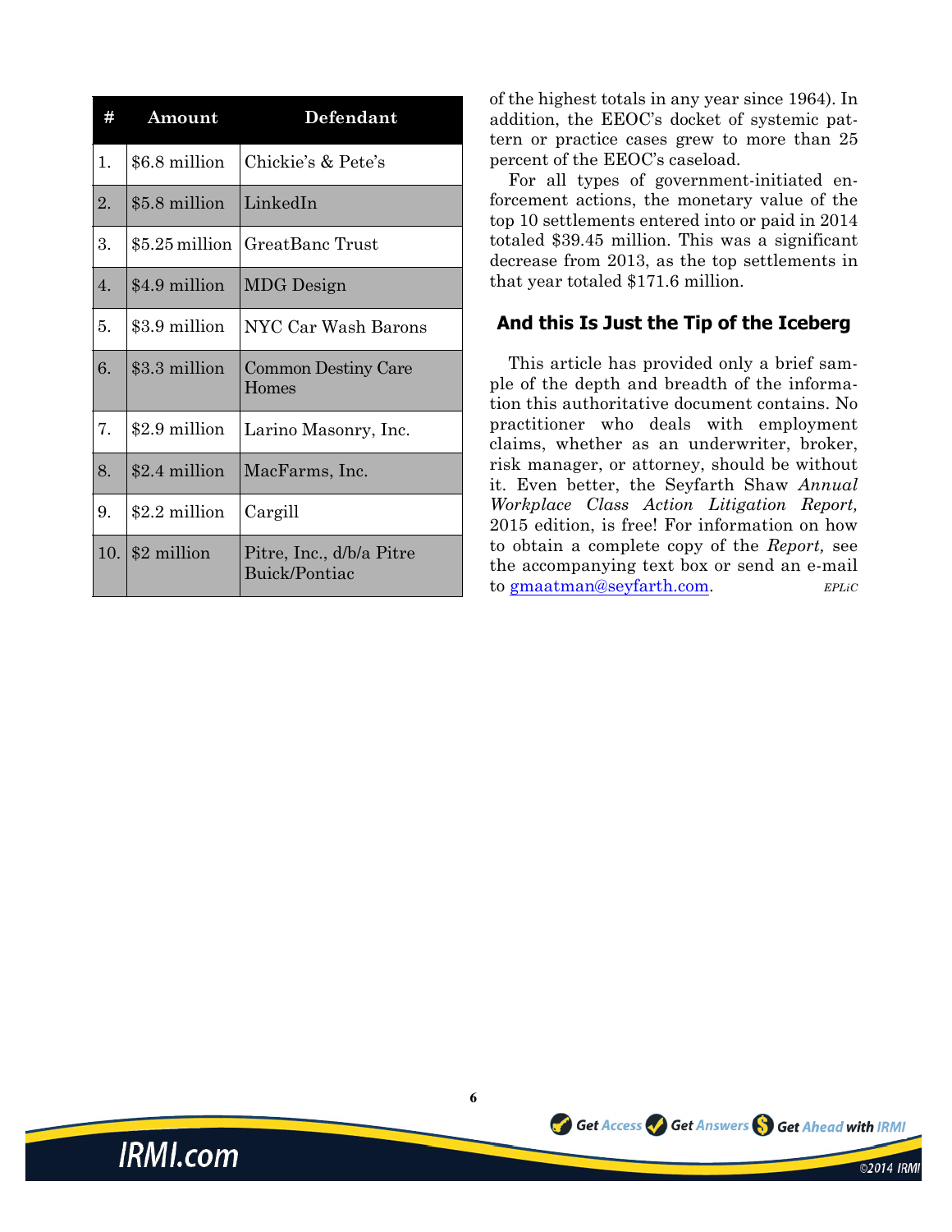| # | Amount | Defendant |
|---|---|---|
| 1. | $6.8 million | Chickie's & Pete's |
| 2. | $5.8 million | LinkedIn |
| 3. | $5.25 million | GreatBanc Trust |
| 4. | $4.9 million | MDG Design |
| 5. | $3.9 million | NYC Car Wash Barons |
| 6. | $3.3 million | Common Destiny Care Homes |
| 7. | $2.9 million | Larino Masonry, Inc. |
| 8. | $2.4 million | MacFarms, Inc. |
| 9. | $2.2 million | Cargill |
| 10. | $2 million | Pitre, Inc., d/b/a Pitre Buick/Pontiac |

of the highest totals in any year since 1964). In addition, the EEOC's docket of systemic pattern or practice cases grew to more than 25 percent of the EEOC's caseload.

For all types of government-initiated enforcement actions, the monetary value of the top 10 settlements entered into or paid in 2014 totaled $39.45 million. This was a significant decrease from 2013, as the top settlements in that year totaled $171.6 million.

### And this Is Just the Tip of the Iceberg

This article has provided only a brief sample of the depth and breadth of the information this authoritative document contains. No practitioner who deals with employment claims, whether as an underwriter, broker, risk manager, or attorney, should be without it. Even better, the Seyfarth Shaw *Annual Workplace Class Action Litigation Report,* 2015 edition, is free! For information on how to obtain a complete copy of the *Report,* see the accompanying text box or send an e-mail to gmaatman@seyfarth.com. *EPLiC*